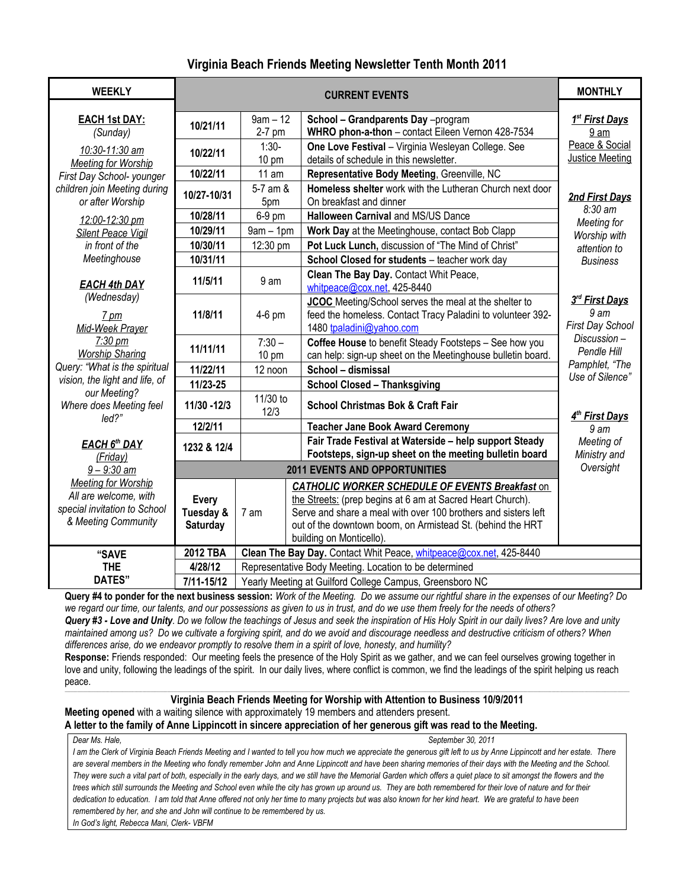# Virginia Beach Friends Meeting Newsletter Tenth Month 2011

| WEEKLY | CURRENT EVENTS | | | MONTHLY |
|---|---|---|---|---|
| **EACH 1st DAY:** (Sunday) | 10/21/11 | 9am – 12<br>2-7 pm | **School – Grandparents Day** –program<br>**WHRO phon-a-thon** – contact Eileen Vernon 428-7534 | ***1st First Days*** 9 am Peace & Social Justice Meeting |
| *10:30-11:30 am Meeting for Worship* | 10/22/11 | 1:30-10 pm | **One Love Festival** – Virginia Wesleyan College. See details of schedule in this newsletter. | |
| *First Day School- younger children join Meeting during or after Worship* | 10/22/11 | 11 am | **Representative Body Meeting**, Greenville, NC | |
| | 10/27-10/31 | 5-7 am & 5pm | **Homeless shelter** work with the Lutheran Church next door On breakfast and dinner | ***2nd First Days*** *8:30 am Meeting for Worship with attention to Business* |
| *12:00-12:30 pm Silent Peace Vigil in front of the Meetinghouse* | 10/28/11 | 6-9 pm | **Halloween Carnival** and MS/US Dance | |
| | 10/29/11 | 9am – 1pm | **Work Day** at the Meetinghouse, contact Bob Clapp | |
| | 10/30/11 | 12:30 pm | **Pot Luck Lunch,** discussion of "The Mind of Christ" | |
| | 10/31/11 | | **School Closed for students** – teacher work day | |
| ***EACH 4th DAY*** *(Wednesday)* | 11/5/11 | 9 am | **Clean The Bay Day.** Contact Whit Peace, whitpeace@cox.net, 425-8440 | |
| *7 pm Mid-Week Prayer* | 11/8/11 | 4-6 pm | **JCOC** Meeting/School serves the meal at the shelter to feed the homeless. Contact Tracy Paladini to volunteer 392-1480 tpaladini@yahoo.com | ***3rd First Days*** *9 am First Day School Discussion – Pendle Hill Pamphlet, "The Use of Silence"* |
| *7:30 pm Worship Sharing* | 11/11/11 | 7:30 – 10 pm | **Coffee House** to benefit Steady Footsteps – See how you can help: sign-up sheet on the Meetinghouse bulletin board. | |
| *Query: "What is the spiritual vision, the light and life, of our Meeting? Where does Meeting feel led?"* | 11/22/11 | 12 noon | **School – dismissal** | |
| | 11/23-25 | | **School Closed – Thanksgiving** | |
| | 11/30 -12/3 | 11/30 to 12/3 | **School Christmas Bok & Craft Fair** | ***4th First Days*** *9 am Meeting of Ministry and Oversight* |
| | 12/2/11 | | **Teacher Jane Book Award Ceremony** | |
| ***EACH 6th DAY*** *(Friday)* | 1232 & 12/4 | | **Fair Trade Festival at Waterside – help support Steady Footsteps, sign-up sheet on the meeting bulletin board** | |
| *9 – 9:30 am Meeting for Worship All are welcome, with special invitation to School & Meeting Community* | **2011 EVENTS AND OPPORTUNITIES** | | | |
| | **Every Tuesday & Saturday** | 7 am | ***CATHOLIC WORKER SCHEDULE OF EVENTS Breakfast** on the Streets:* (prep begins at 6 am at Sacred Heart Church). Serve and share a meal with over 100 brothers and sisters left out of the downtown boom, on Armistead St. (behind the HRT building on Monticello). | |
| **"SAVE THE DATES"** | **2012 TBA** | **Clean The Bay Day.** Contact Whit Peace, whitpeace@cox.net, 425-8440 | | |
| | **4/28/12** | Representative Body Meeting. Location to be determined | | |
| | **7/11-15/12** | Yearly Meeting at Guilford College Campus, Greensboro NC | | |

**Query #4 to ponder for the next business session:** *Work of the Meeting. Do we assume our rightful share in the expenses of our Meeting? Do we regard our time, our talents, and our possessions as given to us in trust, and do we use them freely for the needs of others?*

***Query #3 - Love and Unity****. Do we follow the teachings of Jesus and seek the inspiration of His Holy Spirit in our daily lives? Are love and unity maintained among us? Do we cultivate a forgiving spirit, and do we avoid and discourage needless and destructive criticism of others? When differences arise, do we endeavor promptly to resolve them in a spirit of love, honesty, and humility?*

**Response:** Friends responded: Our meeting feels the presence of the Holy Spirit as we gather, and we can feel ourselves growing together in love and unity, following the leadings of the spirit. In our daily lives, where conflict is common, we find the leadings of the spirit helping us reach peace.

---

**Virginia Beach Friends Meeting for Worship with Attention to Business 10/9/2011**

**Meeting opened** with a waiting silence with approximately 19 members and attenders present.

**A letter to the family of Anne Lippincott in sincere appreciation of her generous gift was read to the Meeting.**

*Dear Ms. Hale,* *September 30, 2011*

*I am the Clerk of Virginia Beach Friends Meeting and I wanted to tell you how much we appreciate the generous gift left to us by Anne Lippincott and her estate. There are several members in the Meeting who fondly remember John and Anne Lippincott and have been sharing memories of their days with the Meeting and the School. They were such a vital part of both, especially in the early days, and we still have the Memorial Garden which offers a quiet place to sit amongst the flowers and the trees which still surrounds the Meeting and School even while the city has grown up around us. They are both remembered for their love of nature and for their dedication to education. I am told that Anne offered not only her time to many projects but was also known for her kind heart. We are grateful to have been remembered by her, and she and John will continue to be remembered by us.*

*In God's light, Rebecca Mani, Clerk- VBFM*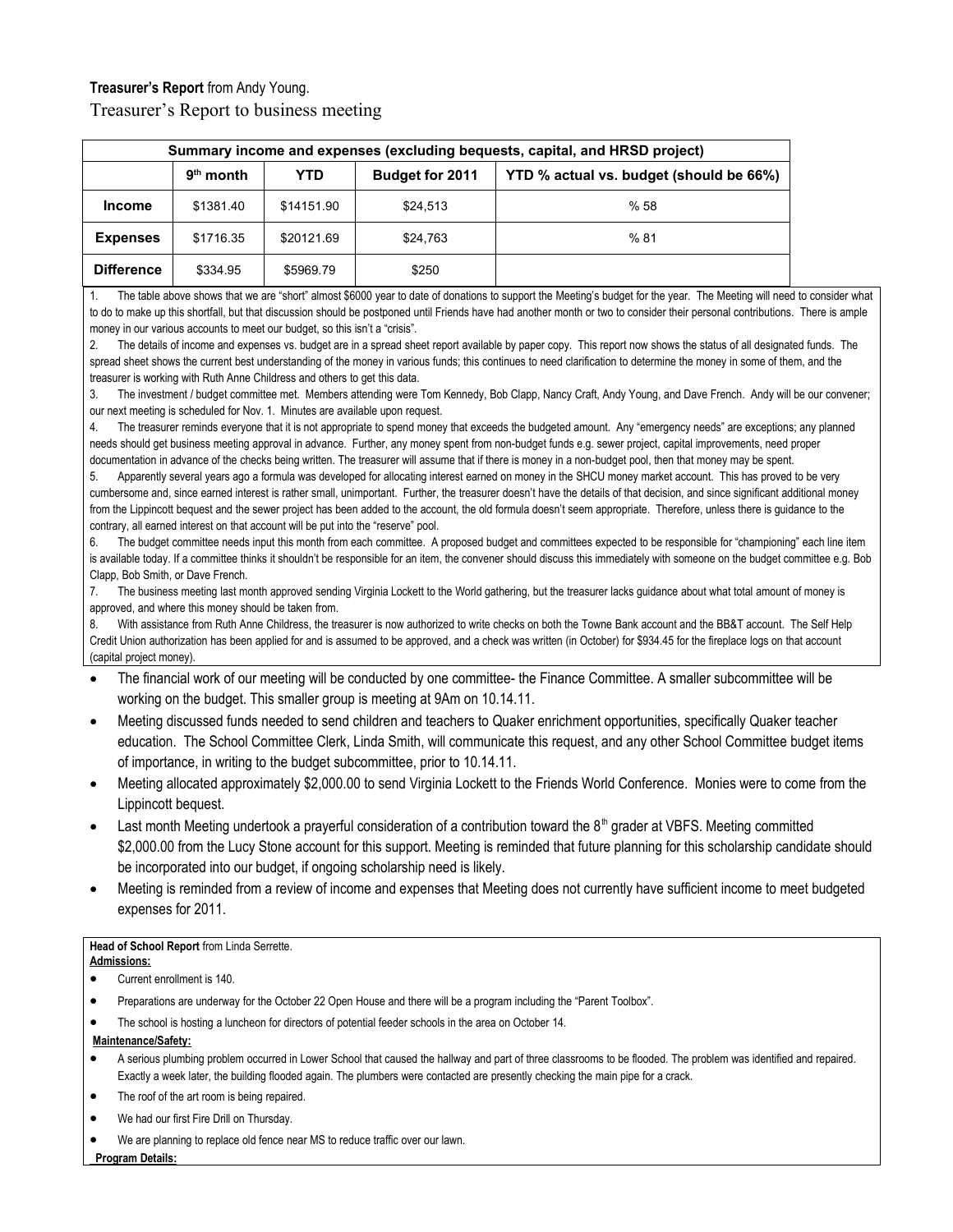**Treasurer's Report** from Andy Young.

Treasurer's Report to business meeting

| Summary income and expenses (excluding bequests, capital, and HRSD project) | | | | |
|---|---|---|---|---|
| | 9th month | YTD | Budget for 2011 | YTD % actual vs. budget (should be 66%) |
| **Income** | $1381.40 | $14151.90 | $24,513 | % 58 |
| **Expenses** | $1716.35 | $20121.69 | $24,763 | % 81 |
| **Difference** | $334.95 | $5969.79 | $250 | |

1. The table above shows that we are "short" almost $6000 year to date of donations to support the Meeting's budget for the year. The Meeting will need to consider what to do to make up this shortfall, but that discussion should be postponed until Friends have had another month or two to consider their personal contributions. There is ample money in our various accounts to meet our budget, so this isn't a "crisis".
2. The details of income and expenses vs. budget are in a spread sheet report available by paper copy. This report now shows the status of all designated funds. The spread sheet shows the current best understanding of the money in various funds; this continues to need clarification to determine the money in some of them, and the treasurer is working with Ruth Anne Childress and others to get this data.
3. The investment / budget committee met. Members attending were Tom Kennedy, Bob Clapp, Nancy Craft, Andy Young, and Dave French. Andy will be our convener; our next meeting is scheduled for Nov. 1. Minutes are available upon request.
4. The treasurer reminds everyone that it is not appropriate to spend money that exceeds the budgeted amount. Any "emergency needs" are exceptions; any planned needs should get business meeting approval in advance. Further, any money spent from non-budget funds e.g. sewer project, capital improvements, need proper documentation in advance of the checks being written. The treasurer will assume that if there is money in a non-budget pool, then that money may be spent.
5. Apparently several years ago a formula was developed for allocating interest earned on money in the SHCU money market account. This has proved to be very cumbersome and, since earned interest is rather small, unimportant. Further, the treasurer doesn't have the details of that decision, and since significant additional money from the Lippincott bequest and the sewer project has been added to the account, the old formula doesn't seem appropriate. Therefore, unless there is guidance to the contrary, all earned interest on that account will be put into the "reserve" pool.
6. The budget committee needs input this month from each committee. A proposed budget and committees expected to be responsible for "championing" each line item is available today. If a committee thinks it shouldn't be responsible for an item, the convener should discuss this immediately with someone on the budget committee e.g. Bob Clapp, Bob Smith, or Dave French.
7. The business meeting last month approved sending Virginia Lockett to the World gathering, but the treasurer lacks guidance about what total amount of money is approved, and where this money should be taken from.
8. With assistance from Ruth Anne Childress, the treasurer is now authorized to write checks on both the Towne Bank account and the BB&T account. The Self Help Credit Union authorization has been applied for and is assumed to be approved, and a check was written (in October) for $934.45 for the fireplace logs on that account (capital project money).

- The financial work of our meeting will be conducted by one committee- the Finance Committee. A smaller subcommittee will be working on the budget. This smaller group is meeting at 9Am on 10.14.11.
- Meeting discussed funds needed to send children and teachers to Quaker enrichment opportunities, specifically Quaker teacher education. The School Committee Clerk, Linda Smith, will communicate this request, and any other School Committee budget items of importance, in writing to the budget subcommittee, prior to 10.14.11.
- Meeting allocated approximately $2,000.00 to send Virginia Lockett to the Friends World Conference. Monies were to come from the Lippincott bequest.
- Last month Meeting undertook a prayerful consideration of a contribution toward the 8th grader at VBFS. Meeting committed $2,000.00 from the Lucy Stone account for this support. Meeting is reminded that future planning for this scholarship candidate should be incorporated into our budget, if ongoing scholarship need is likely.
- Meeting is reminded from a review of income and expenses that Meeting does not currently have sufficient income to meet budgeted expenses for 2011.

**Head of School Report** from Linda Serrette.

**Admissions:**

- Current enrollment is 140.
- Preparations are underway for the October 22 Open House and there will be a program including the "Parent Toolbox".
- The school is hosting a luncheon for directors of potential feeder schools in the area on October 14.

**Maintenance/Safety:**

- A serious plumbing problem occurred in Lower School that caused the hallway and part of three classrooms to be flooded. The problem was identified and repaired. Exactly a week later, the building flooded again. The plumbers were contacted are presently checking the main pipe for a crack.
- The roof of the art room is being repaired.
- We had our first Fire Drill on Thursday.
- We are planning to replace old fence near MS to reduce traffic over our lawn.

**Program Details:**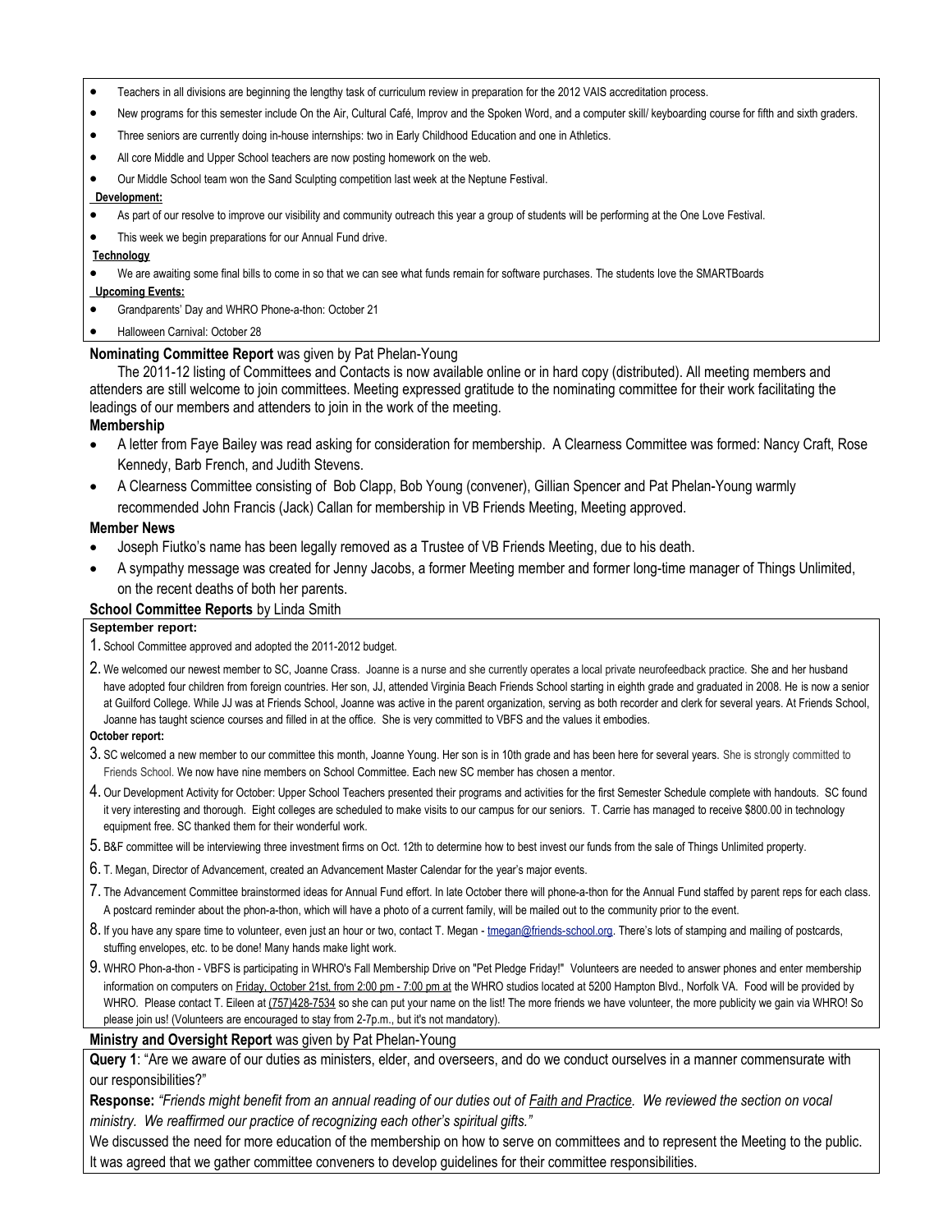- Teachers in all divisions are beginning the lengthy task of curriculum review in preparation for the 2012 VAIS accreditation process.
- New programs for this semester include On the Air, Cultural Café, Improv and the Spoken Word, and a computer skill/ keyboarding course for fifth and sixth graders.
- Three seniors are currently doing in-house internships: two in Early Childhood Education and one in Athletics.
- All core Middle and Upper School teachers are now posting homework on the web.
- Our Middle School team won the Sand Sculpting competition last week at the Neptune Festival.

**Development:**

- As part of our resolve to improve our visibility and community outreach this year a group of students will be performing at the One Love Festival.
- This week we begin preparations for our Annual Fund drive.

**Technology**

- We are awaiting some final bills to come in so that we can see what funds remain for software purchases. The students love the SMARTBoards

**Upcoming Events:**

- Grandparents' Day and WHRO Phone-a-thon: October 21
- Halloween Carnival: October 28

**Nominating Committee Report** was given by Pat Phelan-Young

The 2011-12 listing of Committees and Contacts is now available online or in hard copy (distributed). All meeting members and attenders are still welcome to join committees. Meeting expressed gratitude to the nominating committee for their work facilitating the leadings of our members and attenders to join in the work of the meeting.

**Membership**

- A letter from Faye Bailey was read asking for consideration for membership. A Clearness Committee was formed: Nancy Craft, Rose Kennedy, Barb French, and Judith Stevens.
- A Clearness Committee consisting of Bob Clapp, Bob Young (convener), Gillian Spencer and Pat Phelan-Young warmly recommended John Francis (Jack) Callan for membership in VB Friends Meeting, Meeting approved.

**Member News**

- Joseph Fiutko's name has been legally removed as a Trustee of VB Friends Meeting, due to his death.
- A sympathy message was created for Jenny Jacobs, a former Meeting member and former long-time manager of Things Unlimited, on the recent deaths of both her parents.

**School Committee Reports** by Linda Smith

**September report:**

1. School Committee approved and adopted the 2011-2012 budget.
2. We welcomed our newest member to SC, Joanne Crass. Joanne is a nurse and she currently operates a local private neurofeedback practice. She and her husband have adopted four children from foreign countries. Her son, JJ, attended Virginia Beach Friends School starting in eighth grade and graduated in 2008. He is now a senior at Guilford College. While JJ was at Friends School, Joanne was active in the parent organization, serving as both recorder and clerk for several years. At Friends School, Joanne has taught science courses and filled in at the office. She is very committed to VBFS and the values it embodies.

**October report:**

3. SC welcomed a new member to our committee this month, Joanne Young. Her son is in 10th grade and has been here for several years. She is strongly committed to Friends School. We now have nine members on School Committee. Each new SC member has chosen a mentor.
4. Our Development Activity for October: Upper School Teachers presented their programs and activities for the first Semester Schedule complete with handouts. SC found it very interesting and thorough. Eight colleges are scheduled to make visits to our campus for our seniors. T. Carrie has managed to receive $800.00 in technology equipment free. SC thanked them for their wonderful work.
5. B&F committee will be interviewing three investment firms on Oct. 12th to determine how to best invest our funds from the sale of Things Unlimited property.
6. T. Megan, Director of Advancement, created an Advancement Master Calendar for the year's major events.
7. The Advancement Committee brainstormed ideas for Annual Fund effort. In late October there will phone-a-thon for the Annual Fund staffed by parent reps for each class. A postcard reminder about the phon-a-thon, which will have a photo of a current family, will be mailed out to the community prior to the event.
8. If you have any spare time to volunteer, even just an hour or two, contact T. Megan - tmegan@friends-school.org. There's lots of stamping and mailing of postcards, stuffing envelopes, etc. to be done! Many hands make light work.
9. WHRO Phon-a-thon - VBFS is participating in WHRO's Fall Membership Drive on "Pet Pledge Friday!" Volunteers are needed to answer phones and enter membership information on computers on Friday, October 21st, from 2:00 pm - 7:00 pm at the WHRO studios located at 5200 Hampton Blvd., Norfolk VA. Food will be provided by WHRO. Please contact T. Eileen at (757)428-7534 so she can put your name on the list! The more friends we have volunteer, the more publicity we gain via WHRO! So please join us! (Volunteers are encouraged to stay from 2-7p.m., but it's not mandatory).

**Ministry and Oversight Report** was given by Pat Phelan-Young

**Query 1**: "Are we aware of our duties as ministers, elder, and overseers, and do we conduct ourselves in a manner commensurate with our responsibilities?"

**Response:** *"Friends might benefit from an annual reading of our duties out of Faith and Practice. We reviewed the section on vocal ministry. We reaffirmed our practice of recognizing each other's spiritual gifts."*

We discussed the need for more education of the membership on how to serve on committees and to represent the Meeting to the public. It was agreed that we gather committee conveners to develop guidelines for their committee responsibilities.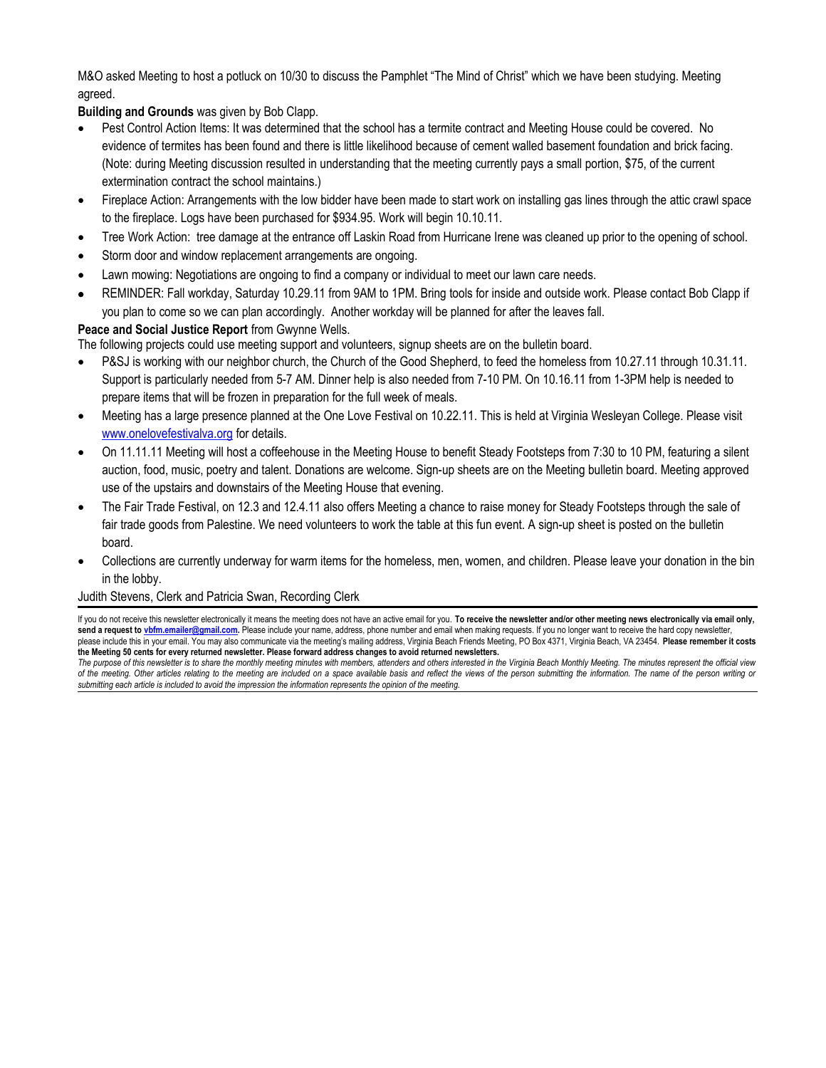M&O asked Meeting to host a potluck on 10/30 to discuss the Pamphlet "The Mind of Christ" which we have been studying. Meeting agreed.

**Building and Grounds** was given by Bob Clapp.

- Pest Control Action Items: It was determined that the school has a termite contract and Meeting House could be covered. No evidence of termites has been found and there is little likelihood because of cement walled basement foundation and brick facing. (Note: during Meeting discussion resulted in understanding that the meeting currently pays a small portion, $75, of the current extermination contract the school maintains.)
- Fireplace Action: Arrangements with the low bidder have been made to start work on installing gas lines through the attic crawl space to the fireplace. Logs have been purchased for $934.95. Work will begin 10.10.11.
- Tree Work Action: tree damage at the entrance off Laskin Road from Hurricane Irene was cleaned up prior to the opening of school.
- Storm door and window replacement arrangements are ongoing.
- Lawn mowing: Negotiations are ongoing to find a company or individual to meet our lawn care needs.
- REMINDER: Fall workday, Saturday 10.29.11 from 9AM to 1PM. Bring tools for inside and outside work. Please contact Bob Clapp if you plan to come so we can plan accordingly. Another workday will be planned for after the leaves fall.

**Peace and Social Justice Report** from Gwynne Wells.

The following projects could use meeting support and volunteers, signup sheets are on the bulletin board.

- P&SJ is working with our neighbor church, the Church of the Good Shepherd, to feed the homeless from 10.27.11 through 10.31.11. Support is particularly needed from 5-7 AM. Dinner help is also needed from 7-10 PM. On 10.16.11 from 1-3PM help is needed to prepare items that will be frozen in preparation for the full week of meals.
- Meeting has a large presence planned at the One Love Festival on 10.22.11. This is held at Virginia Wesleyan College. Please visit www.onelovefestivalva.org for details.
- On 11.11.11 Meeting will host a coffeehouse in the Meeting House to benefit Steady Footsteps from 7:30 to 10 PM, featuring a silent auction, food, music, poetry and talent. Donations are welcome. Sign-up sheets are on the Meeting bulletin board. Meeting approved use of the upstairs and downstairs of the Meeting House that evening.
- The Fair Trade Festival, on 12.3 and 12.4.11 also offers Meeting a chance to raise money for Steady Footsteps through the sale of fair trade goods from Palestine. We need volunteers to work the table at this fun event. A sign-up sheet is posted on the bulletin board.
- Collections are currently underway for warm items for the homeless, men, women, and children. Please leave your donation in the bin in the lobby.

Judith Stevens, Clerk and Patricia Swan, Recording Clerk

---

If you do not receive this newsletter electronically it means the meeting does not have an active email for you. **To receive the newsletter and/or other meeting news electronically via email only, send a request to vbfm.emailer@gmail.com.** Please include your name, address, phone number and email when making requests. If you no longer want to receive the hard copy newsletter, please include this in your email. You may also communicate via the meeting's mailing address, Virginia Beach Friends Meeting, PO Box 4371, Virginia Beach, VA 23454. **Please remember it costs the Meeting 50 cents for every returned newsletter. Please forward address changes to avoid returned newsletters.**

*The purpose of this newsletter is to share the monthly meeting minutes with members, attenders and others interested in the Virginia Beach Monthly Meeting. The minutes represent the official view of the meeting. Other articles relating to the meeting are included on a space available basis and reflect the views of the person submitting the information. The name of the person writing or submitting each article is included to avoid the impression the information represents the opinion of the meeting.*